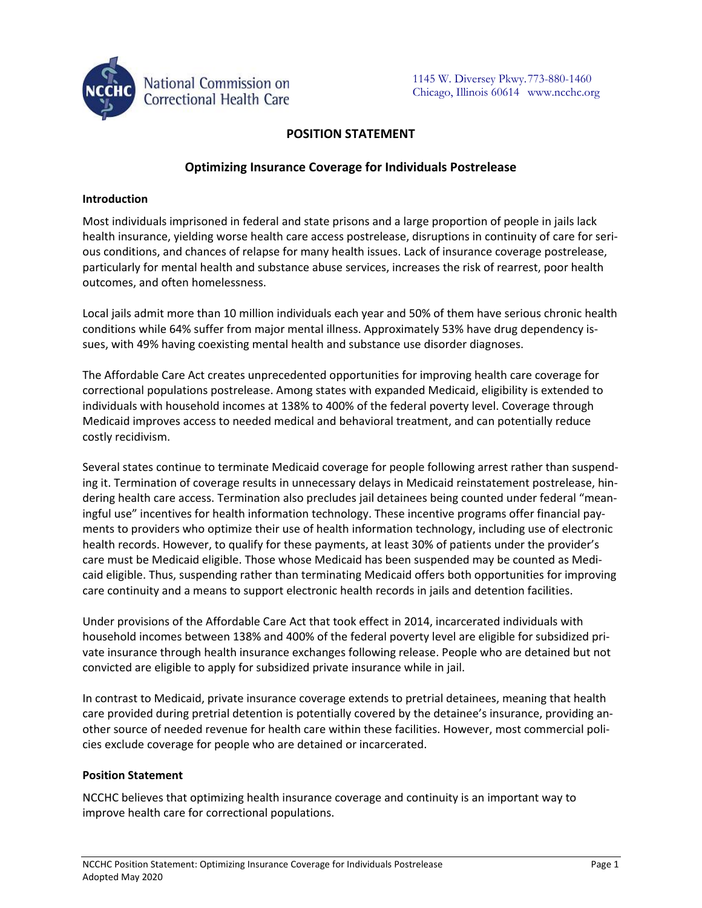National Commission on Correctional Health Care

1145 W. Diversey Pkwy. 773-880-1460
Chicago, Illinois 60614 www.ncchc.org

# POSITION STATEMENT

## Optimizing Insurance Coverage for Individuals Postrelease

### Introduction

Most individuals imprisoned in federal and state prisons and a large proportion of people in jails lack health insurance, yielding worse health care access postrelease, disruptions in continuity of care for serious conditions, and chances of relapse for many health issues. Lack of insurance coverage postrelease, particularly for mental health and substance abuse services, increases the risk of rearrest, poor health outcomes, and often homelessness.

Local jails admit more than 10 million individuals each year and 50% of them have serious chronic health conditions while 64% suffer from major mental illness. Approximately 53% have drug dependency issues, with 49% having coexisting mental health and substance use disorder diagnoses.

The Affordable Care Act creates unprecedented opportunities for improving health care coverage for correctional populations postrelease. Among states with expanded Medicaid, eligibility is extended to individuals with household incomes at 138% to 400% of the federal poverty level. Coverage through Medicaid improves access to needed medical and behavioral treatment, and can potentially reduce costly recidivism.

Several states continue to terminate Medicaid coverage for people following arrest rather than suspending it. Termination of coverage results in unnecessary delays in Medicaid reinstatement postrelease, hindering health care access. Termination also precludes jail detainees being counted under federal "meaningful use" incentives for health information technology. These incentive programs offer financial payments to providers who optimize their use of health information technology, including use of electronic health records. However, to qualify for these payments, at least 30% of patients under the provider's care must be Medicaid eligible. Those whose Medicaid has been suspended may be counted as Medicaid eligible. Thus, suspending rather than terminating Medicaid offers both opportunities for improving care continuity and a means to support electronic health records in jails and detention facilities.

Under provisions of the Affordable Care Act that took effect in 2014, incarcerated individuals with household incomes between 138% and 400% of the federal poverty level are eligible for subsidized private insurance through health insurance exchanges following release. People who are detained but not convicted are eligible to apply for subsidized private insurance while in jail.

In contrast to Medicaid, private insurance coverage extends to pretrial detainees, meaning that health care provided during pretrial detention is potentially covered by the detainee's insurance, providing another source of needed revenue for health care within these facilities. However, most commercial policies exclude coverage for people who are detained or incarcerated.

### Position Statement

NCCHC believes that optimizing health insurance coverage and continuity is an important way to improve health care for correctional populations.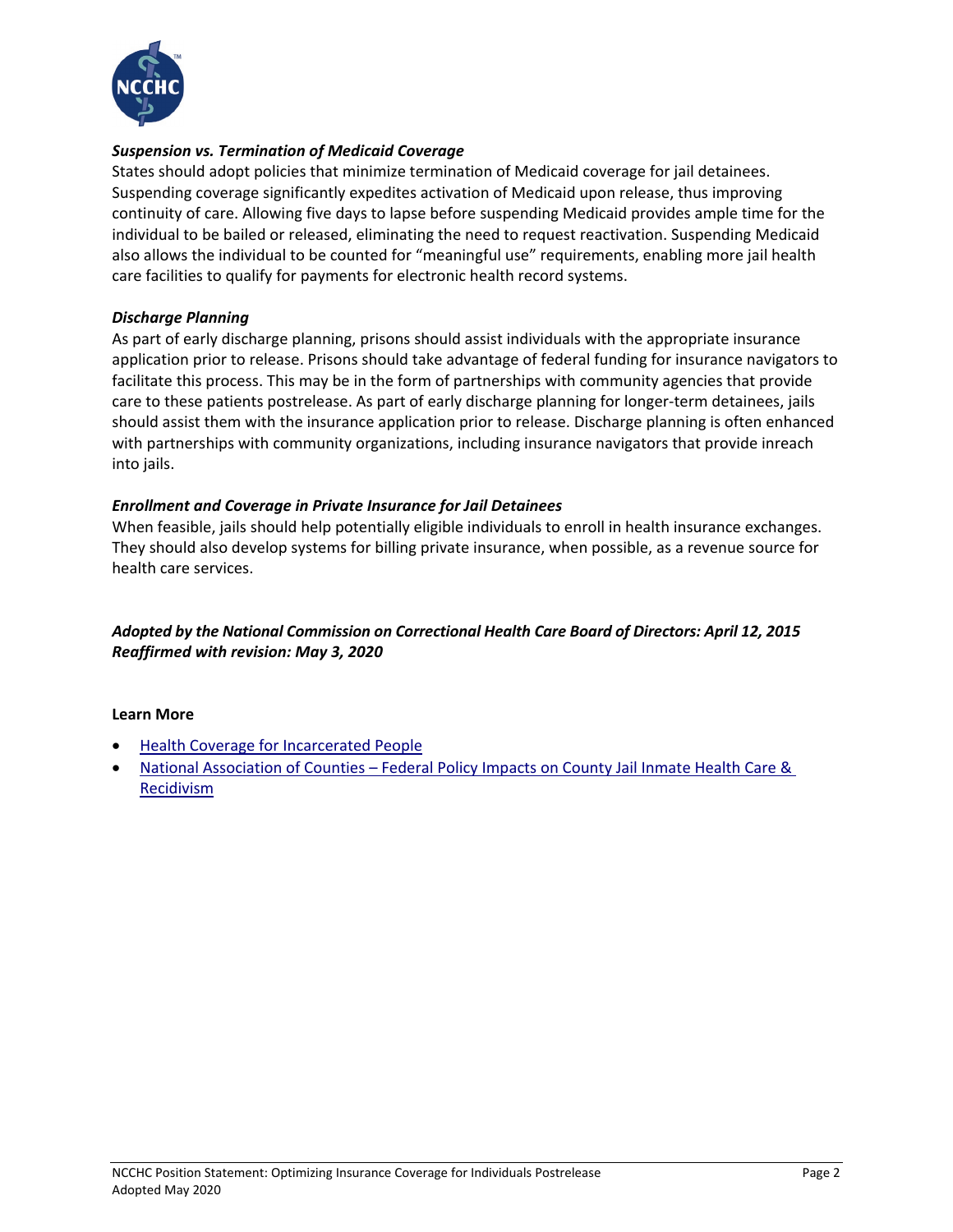### *Suspension vs. Termination of Medicaid Coverage*

States should adopt policies that minimize termination of Medicaid coverage for jail detainees. Suspending coverage significantly expedites activation of Medicaid upon release, thus improving continuity of care. Allowing five days to lapse before suspending Medicaid provides ample time for the individual to be bailed or released, eliminating the need to request reactivation. Suspending Medicaid also allows the individual to be counted for "meaningful use" requirements, enabling more jail health care facilities to qualify for payments for electronic health record systems.

### *Discharge Planning*

As part of early discharge planning, prisons should assist individuals with the appropriate insurance application prior to release. Prisons should take advantage of federal funding for insurance navigators to facilitate this process. This may be in the form of partnerships with community agencies that provide care to these patients postrelease. As part of early discharge planning for longer-term detainees, jails should assist them with the insurance application prior to release. Discharge planning is often enhanced with partnerships with community organizations, including insurance navigators that provide inreach into jails.

### *Enrollment and Coverage in Private Insurance for Jail Detainees*

When feasible, jails should help potentially eligible individuals to enroll in health insurance exchanges. They should also develop systems for billing private insurance, when possible, as a revenue source for health care services.

***Adopted by the National Commission on Correctional Health Care Board of Directors: April 12, 2015***
***Reaffirmed with revision: May 3, 2020***

**Learn More**

- Health Coverage for Incarcerated People
- National Association of Counties – Federal Policy Impacts on County Jail Inmate Health Care & Recidivism